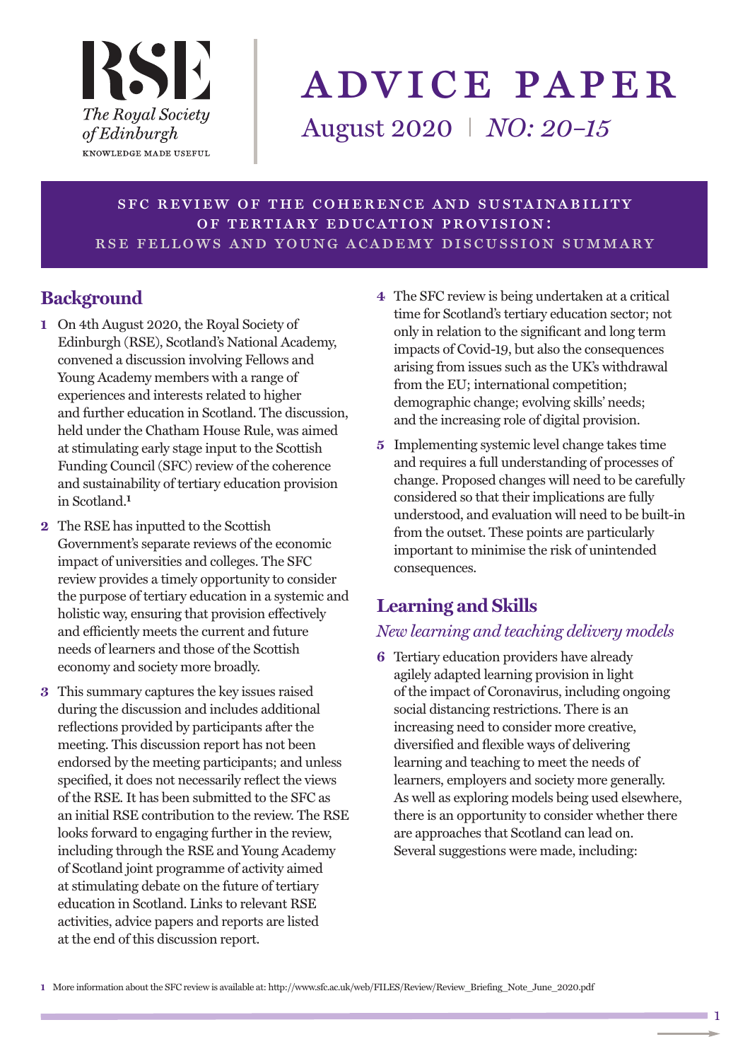RSE
The Royal Society of Edinburgh
KNOWLEDGE MADE USEFUL

# ADVICE PAPER

August 2020 | *NO: 20–15*

## SFC REVIEW OF THE COHERENCE AND SUSTAINABILITY OF TERTIARY EDUCATION PROVISION: RSE FELLOWS AND YOUNG ACADEMY DISCUSSION SUMMARY

## Background

**1** On 4th August 2020, the Royal Society of Edinburgh (RSE), Scotland's National Academy, convened a discussion involving Fellows and Young Academy members with a range of experiences and interests related to higher and further education in Scotland. The discussion, held under the Chatham House Rule, was aimed at stimulating early stage input to the Scottish Funding Council (SFC) review of the coherence and sustainability of tertiary education provision in Scotland.[1]

**2** The RSE has inputted to the Scottish Government's separate reviews of the economic impact of universities and colleges. The SFC review provides a timely opportunity to consider the purpose of tertiary education in a systemic and holistic way, ensuring that provision effectively and efficiently meets the current and future needs of learners and those of the Scottish economy and society more broadly.

**3** This summary captures the key issues raised during the discussion and includes additional reflections provided by participants after the meeting. This discussion report has not been endorsed by the meeting participants; and unless specified, it does not necessarily reflect the views of the RSE. It has been submitted to the SFC as an initial RSE contribution to the review. The RSE looks forward to engaging further in the review, including through the RSE and Young Academy of Scotland joint programme of activity aimed at stimulating debate on the future of tertiary education in Scotland. Links to relevant RSE activities, advice papers and reports are listed at the end of this discussion report.

**4** The SFC review is being undertaken at a critical time for Scotland's tertiary education sector; not only in relation to the significant and long term impacts of Covid-19, but also the consequences arising from issues such as the UK's withdrawal from the EU; international competition; demographic change; evolving skills' needs; and the increasing role of digital provision.

**5** Implementing systemic level change takes time and requires a full understanding of processes of change. Proposed changes will need to be carefully considered so that their implications are fully understood, and evaluation will need to be built-in from the outset. These points are particularly important to minimise the risk of unintended consequences.

## Learning and Skills

### *New learning and teaching delivery models*

**6** Tertiary education providers have already agilely adapted learning provision in light of the impact of Coronavirus, including ongoing social distancing restrictions. There is an increasing need to consider more creative, diversified and flexible ways of delivering learning and teaching to meet the needs of learners, employers and society more generally. As well as exploring models being used elsewhere, there is an opportunity to consider whether there are approaches that Scotland can lead on. Several suggestions were made, including:

---

[1] More information about the SFC review is available at: http://www.sfc.ac.uk/web/FILES/Review/Review_Briefing_Note_June_2020.pdf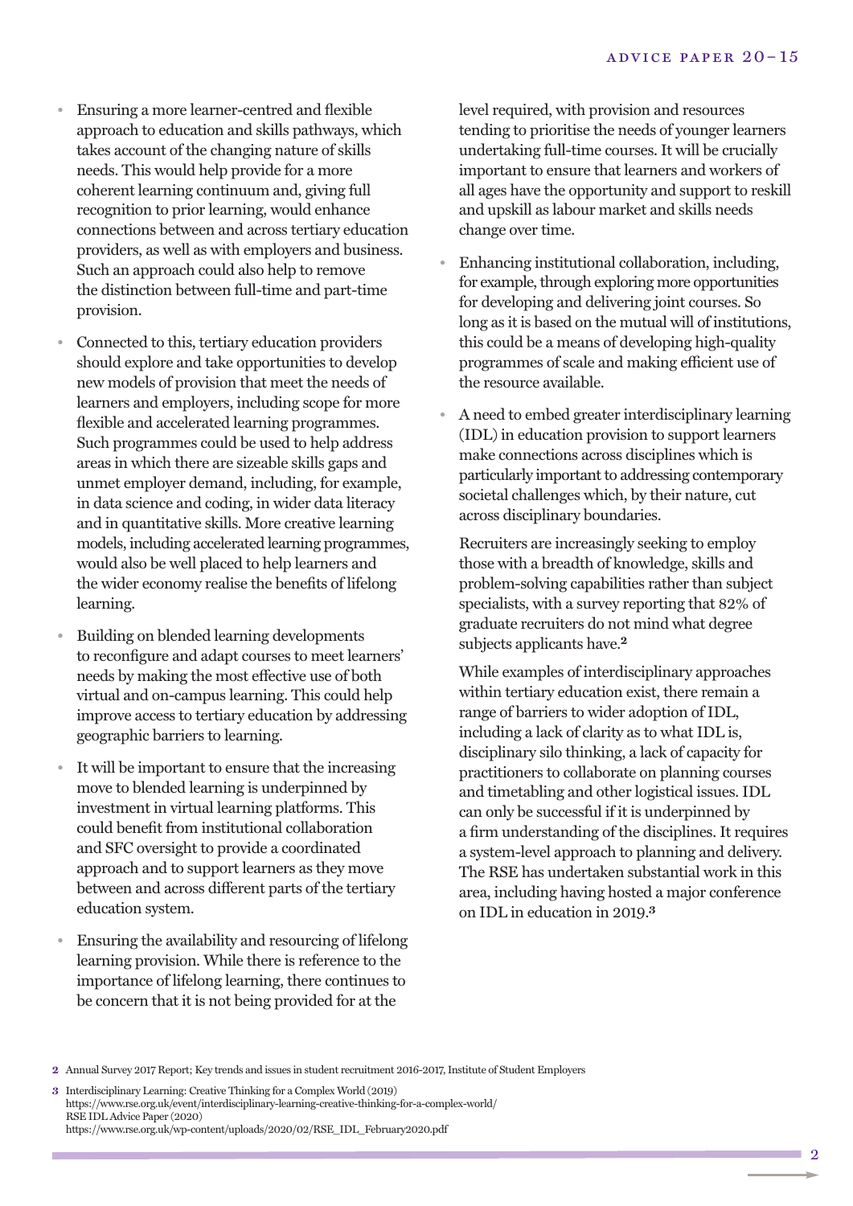- Ensuring a more learner-centred and flexible approach to education and skills pathways, which takes account of the changing nature of skills needs. This would help provide for a more coherent learning continuum and, giving full recognition to prior learning, would enhance connections between and across tertiary education providers, as well as with employers and business. Such an approach could also help to remove the distinction between full-time and part-time provision.
- Connected to this, tertiary education providers should explore and take opportunities to develop new models of provision that meet the needs of learners and employers, including scope for more flexible and accelerated learning programmes. Such programmes could be used to help address areas in which there are sizeable skills gaps and unmet employer demand, including, for example, in data science and coding, in wider data literacy and in quantitative skills. More creative learning models, including accelerated learning programmes, would also be well placed to help learners and the wider economy realise the benefits of lifelong learning.
- Building on blended learning developments to reconfigure and adapt courses to meet learners' needs by making the most effective use of both virtual and on-campus learning. This could help improve access to tertiary education by addressing geographic barriers to learning.
- It will be important to ensure that the increasing move to blended learning is underpinned by investment in virtual learning platforms. This could benefit from institutional collaboration and SFC oversight to provide a coordinated approach and to support learners as they move between and across different parts of the tertiary education system.
- Ensuring the availability and resourcing of lifelong learning provision. While there is reference to the importance of lifelong learning, there continues to be concern that it is not being provided for at the level required, with provision and resources tending to prioritise the needs of younger learners undertaking full-time courses. It will be crucially important to ensure that learners and workers of all ages have the opportunity and support to reskill and upskill as labour market and skills needs change over time.
- Enhancing institutional collaboration, including, for example, through exploring more opportunities for developing and delivering joint courses. So long as it is based on the mutual will of institutions, this could be a means of developing high-quality programmes of scale and making efficient use of the resource available.
- A need to embed greater interdisciplinary learning (IDL) in education provision to support learners make connections across disciplines which is particularly important to addressing contemporary societal challenges which, by their nature, cut across disciplinary boundaries.

  Recruiters are increasingly seeking to employ those with a breadth of knowledge, skills and problem-solving capabilities rather than subject specialists, with a survey reporting that 82% of graduate recruiters do not mind what degree subjects applicants have.[2]

  While examples of interdisciplinary approaches within tertiary education exist, there remain a range of barriers to wider adoption of IDL, including a lack of clarity as to what IDL is, disciplinary silo thinking, a lack of capacity for practitioners to collaborate on planning courses and timetabling and other logistical issues. IDL can only be successful if it is underpinned by a firm understanding of the disciplines. It requires a system-level approach to planning and delivery. The RSE has undertaken substantial work in this area, including having hosted a major conference on IDL in education in 2019.[3]

---

[2] Annual Survey 2017 Report; Key trends and issues in student recruitment 2016-2017, Institute of Student Employers

[3] Interdisciplinary Learning: Creative Thinking for a Complex World (2019)
https://www.rse.org.uk/event/interdisciplinary-learning-creative-thinking-for-a-complex-world/
RSE IDL Advice Paper (2020)
https://www.rse.org.uk/wp-content/uploads/2020/02/RSE_IDL_February2020.pdf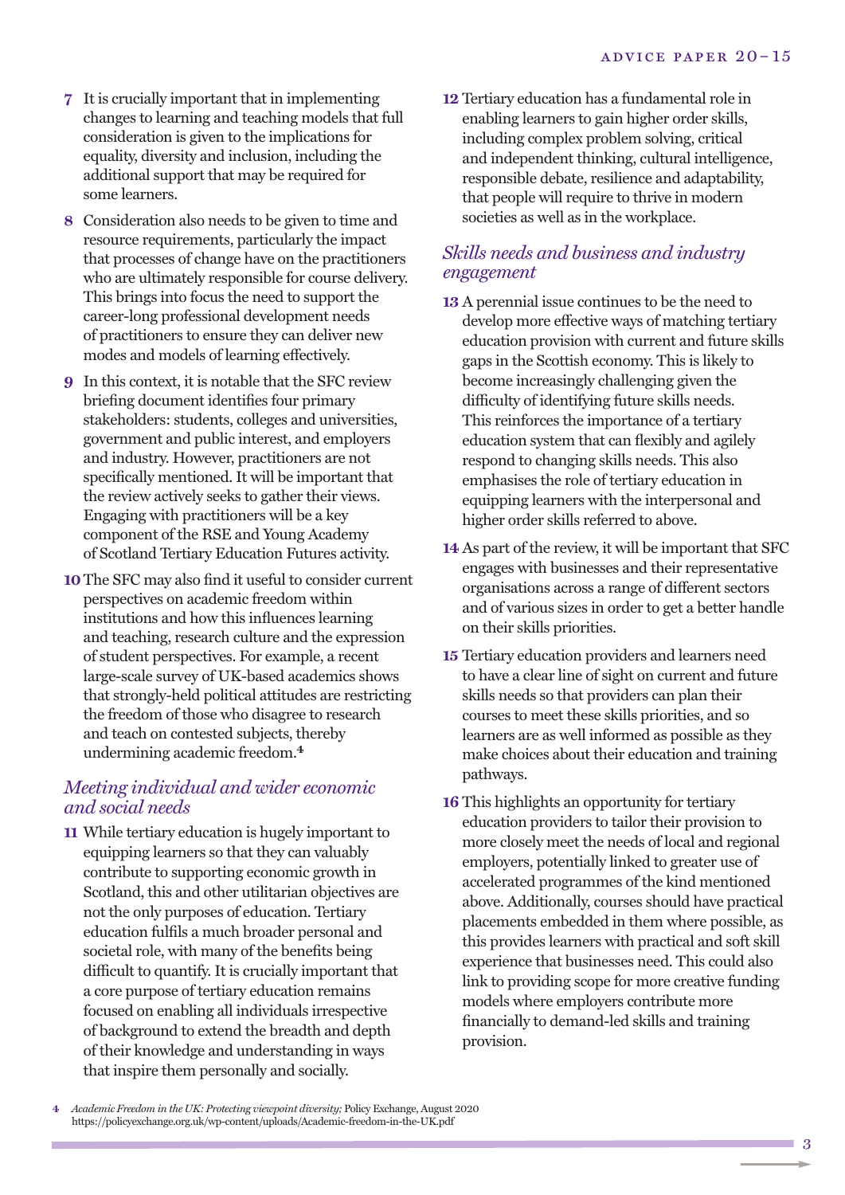7 It is crucially important that in implementing changes to learning and teaching models that full consideration is given to the implications for equality, diversity and inclusion, including the additional support that may be required for some learners.

8 Consideration also needs to be given to time and resource requirements, particularly the impact that processes of change have on the practitioners who are ultimately responsible for course delivery. This brings into focus the need to support the career-long professional development needs of practitioners to ensure they can deliver new modes and models of learning effectively.

9 In this context, it is notable that the SFC review briefing document identifies four primary stakeholders: students, colleges and universities, government and public interest, and employers and industry. However, practitioners are not specifically mentioned. It will be important that the review actively seeks to gather their views. Engaging with practitioners will be a key component of the RSE and Young Academy of Scotland Tertiary Education Futures activity.

10 The SFC may also find it useful to consider current perspectives on academic freedom within institutions and how this influences learning and teaching, research culture and the expression of student perspectives. For example, a recent large-scale survey of UK-based academics shows that strongly-held political attitudes are restricting the freedom of those who disagree to research and teach on contested subjects, thereby undermining academic freedom.[4]

### *Meeting individual and wider economic and social needs*

11 While tertiary education is hugely important to equipping learners so that they can valuably contribute to supporting economic growth in Scotland, this and other utilitarian objectives are not the only purposes of education. Tertiary education fulfils a much broader personal and societal role, with many of the benefits being difficult to quantify. It is crucially important that a core purpose of tertiary education remains focused on enabling all individuals irrespective of background to extend the breadth and depth of their knowledge and understanding in ways that inspire them personally and socially.

12 Tertiary education has a fundamental role in enabling learners to gain higher order skills, including complex problem solving, critical and independent thinking, cultural intelligence, responsible debate, resilience and adaptability, that people will require to thrive in modern societies as well as in the workplace.

### *Skills needs and business and industry engagement*

13 A perennial issue continues to be the need to develop more effective ways of matching tertiary education provision with current and future skills gaps in the Scottish economy. This is likely to become increasingly challenging given the difficulty of identifying future skills needs. This reinforces the importance of a tertiary education system that can flexibly and agilely respond to changing skills needs. This also emphasises the role of tertiary education in equipping learners with the interpersonal and higher order skills referred to above.

14 As part of the review, it will be important that SFC engages with businesses and their representative organisations across a range of different sectors and of various sizes in order to get a better handle on their skills priorities.

15 Tertiary education providers and learners need to have a clear line of sight on current and future skills needs so that providers can plan their courses to meet these skills priorities, and so learners are as well informed as possible as they make choices about their education and training pathways.

16 This highlights an opportunity for tertiary education providers to tailor their provision to more closely meet the needs of local and regional employers, potentially linked to greater use of accelerated programmes of the kind mentioned above. Additionally, courses should have practical placements embedded in them where possible, as this provides learners with practical and soft skill experience that businesses need. This could also link to providing scope for more creative funding models where employers contribute more financially to demand-led skills and training provision.

---

4 *Academic Freedom in the UK: Protecting viewpoint diversity;* Policy Exchange, August 2020 https://policyexchange.org.uk/wp-content/uploads/Academic-freedom-in-the-UK.pdf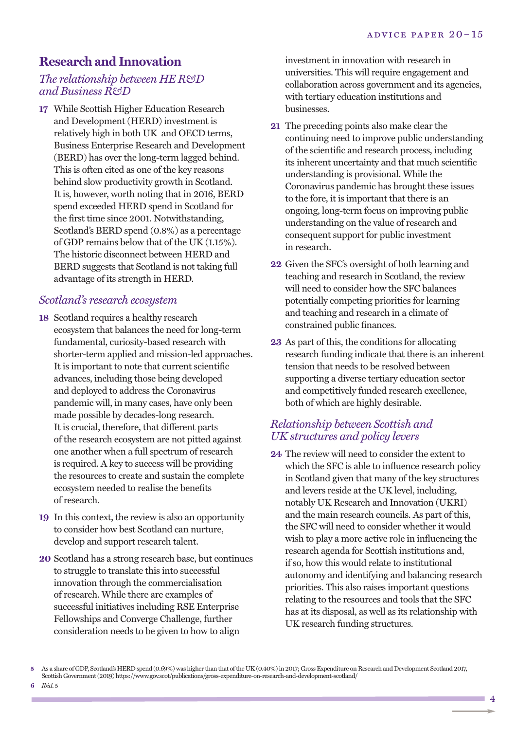## Research and Innovation

### *The relationship between HE R&D and Business R&D*

**17** While Scottish Higher Education Research and Development (HERD) investment is relatively high in both UK and OECD terms, Business Enterprise Research and Development (BERD) has over the long-term lagged behind. This is often cited as one of the key reasons behind slow productivity growth in Scotland. It is, however, worth noting that in 2016, BERD spend exceeded HERD spend in Scotland for the first time since 2001. Notwithstanding, Scotland's BERD spend (0.8%) as a percentage of GDP remains below that of the UK (1.15%). The historic disconnect between HERD and BERD suggests that Scotland is not taking full advantage of its strength in HERD.

### *Scotland's research ecosystem*

**18** Scotland requires a healthy research ecosystem that balances the need for long-term fundamental, curiosity-based research with shorter-term applied and mission-led approaches. It is important to note that current scientific advances, including those being developed and deployed to address the Coronavirus pandemic will, in many cases, have only been made possible by decades-long research. It is crucial, therefore, that different parts of the research ecosystem are not pitted against one another when a full spectrum of research is required. A key to success will be providing the resources to create and sustain the complete ecosystem needed to realise the benefits of research.

**19** In this context, the review is also an opportunity to consider how best Scotland can nurture, develop and support research talent.

**20** Scotland has a strong research base, but continues to struggle to translate this into successful innovation through the commercialisation of research. While there are examples of successful initiatives including RSE Enterprise Fellowships and Converge Challenge, further consideration needs to be given to how to align investment in innovation with research in universities. This will require engagement and collaboration across government and its agencies, with tertiary education institutions and businesses.

**21** The preceding points also make clear the continuing need to improve public understanding of the scientific and research process, including its inherent uncertainty and that much scientific understanding is provisional. While the Coronavirus pandemic has brought these issues to the fore, it is important that there is an ongoing, long-term focus on improving public understanding on the value of research and consequent support for public investment in research.

**22** Given the SFC's oversight of both learning and teaching and research in Scotland, the review will need to consider how the SFC balances potentially competing priorities for learning and teaching and research in a climate of constrained public finances.

**23** As part of this, the conditions for allocating research funding indicate that there is an inherent tension that needs to be resolved between supporting a diverse tertiary education sector and competitively funded research excellence, both of which are highly desirable.

### *Relationship between Scottish and UK structures and policy levers*

**24** The review will need to consider the extent to which the SFC is able to influence research policy in Scotland given that many of the key structures and levers reside at the UK level, including, notably UK Research and Innovation (UKRI) and the main research councils. As part of this, the SFC will need to consider whether it would wish to play a more active role in influencing the research agenda for Scottish institutions and, if so, how this would relate to institutional autonomy and identifying and balancing research priorities. This also raises important questions relating to the resources and tools that the SFC has at its disposal, as well as its relationship with UK research funding structures.

---

**5** As a share of GDP, Scotland's HERD spend (0.69%) was higher than that of the UK (0.40%) in 2017; Gross Expenditure on Research and Development Scotland 2017, Scottish Government (2019) https://www.gov.scot/publications/gross-expenditure-on-research-and-development-scotland/

**6** *Ibid.* 5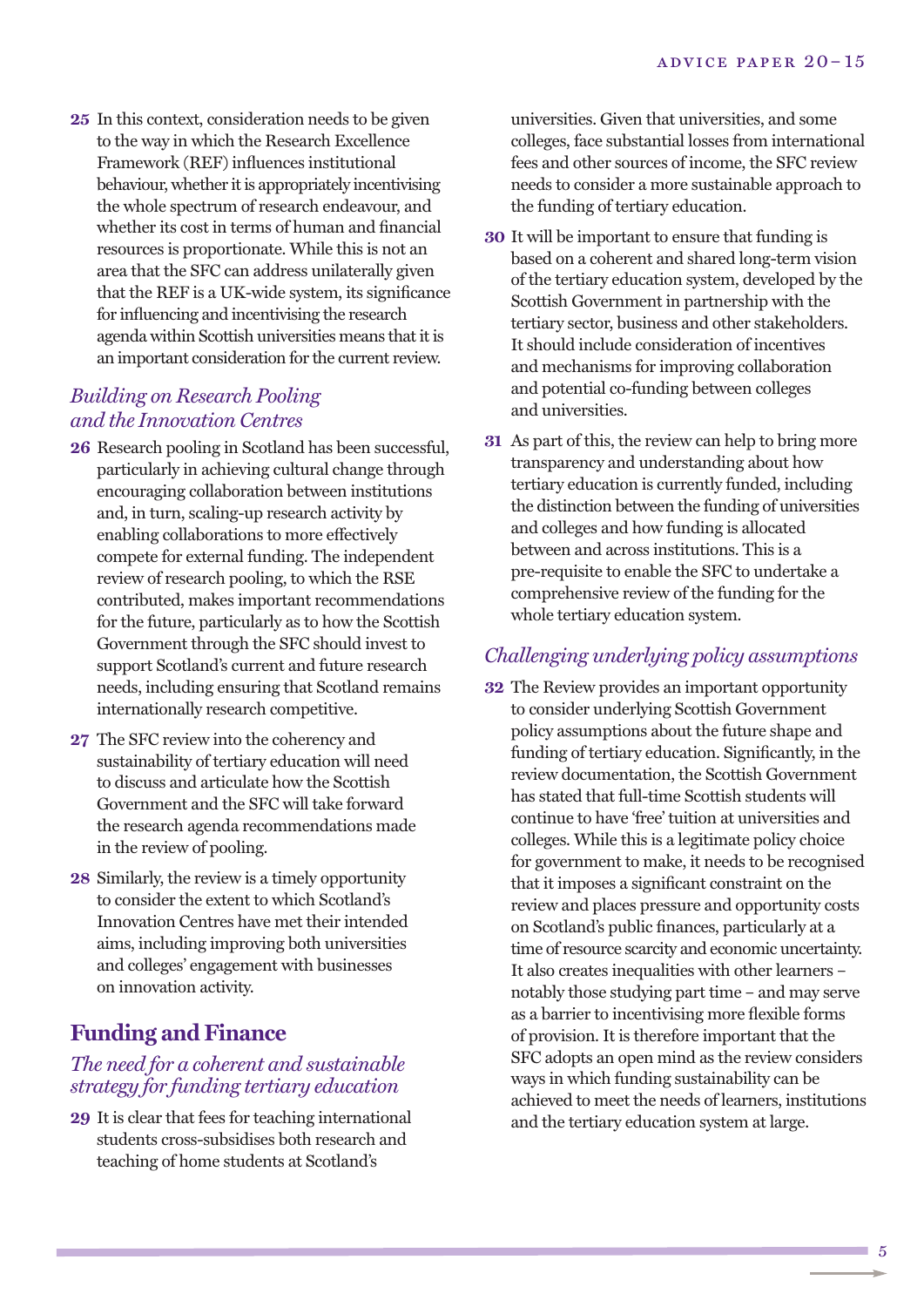**25** In this context, consideration needs to be given to the way in which the Research Excellence Framework (REF) influences institutional behaviour, whether it is appropriately incentivising the whole spectrum of research endeavour, and whether its cost in terms of human and financial resources is proportionate. While this is not an area that the SFC can address unilaterally given that the REF is a UK-wide system, its significance for influencing and incentivising the research agenda within Scottish universities means that it is an important consideration for the current review.

### *Building on Research Pooling and the Innovation Centres*

**26** Research pooling in Scotland has been successful, particularly in achieving cultural change through encouraging collaboration between institutions and, in turn, scaling-up research activity by enabling collaborations to more effectively compete for external funding. The independent review of research pooling, to which the RSE contributed, makes important recommendations for the future, particularly as to how the Scottish Government through the SFC should invest to support Scotland's current and future research needs, including ensuring that Scotland remains internationally research competitive.

**27** The SFC review into the coherency and sustainability of tertiary education will need to discuss and articulate how the Scottish Government and the SFC will take forward the research agenda recommendations made in the review of pooling.

**28** Similarly, the review is a timely opportunity to consider the extent to which Scotland's Innovation Centres have met their intended aims, including improving both universities and colleges' engagement with businesses on innovation activity.

## Funding and Finance

### *The need for a coherent and sustainable strategy for funding tertiary education*

**29** It is clear that fees for teaching international students cross-subsidises both research and teaching of home students at Scotland's universities. Given that universities, and some colleges, face substantial losses from international fees and other sources of income, the SFC review needs to consider a more sustainable approach to the funding of tertiary education.

**30** It will be important to ensure that funding is based on a coherent and shared long-term vision of the tertiary education system, developed by the Scottish Government in partnership with the tertiary sector, business and other stakeholders. It should include consideration of incentives and mechanisms for improving collaboration and potential co-funding between colleges and universities.

**31** As part of this, the review can help to bring more transparency and understanding about how tertiary education is currently funded, including the distinction between the funding of universities and colleges and how funding is allocated between and across institutions. This is a pre-requisite to enable the SFC to undertake a comprehensive review of the funding for the whole tertiary education system.

### *Challenging underlying policy assumptions*

**32** The Review provides an important opportunity to consider underlying Scottish Government policy assumptions about the future shape and funding of tertiary education. Significantly, in the review documentation, the Scottish Government has stated that full-time Scottish students will continue to have 'free' tuition at universities and colleges. While this is a legitimate policy choice for government to make, it needs to be recognised that it imposes a significant constraint on the review and places pressure and opportunity costs on Scotland's public finances, particularly at a time of resource scarcity and economic uncertainty. It also creates inequalities with other learners – notably those studying part time – and may serve as a barrier to incentivising more flexible forms of provision. It is therefore important that the SFC adopts an open mind as the review considers ways in which funding sustainability can be achieved to meet the needs of learners, institutions and the tertiary education system at large.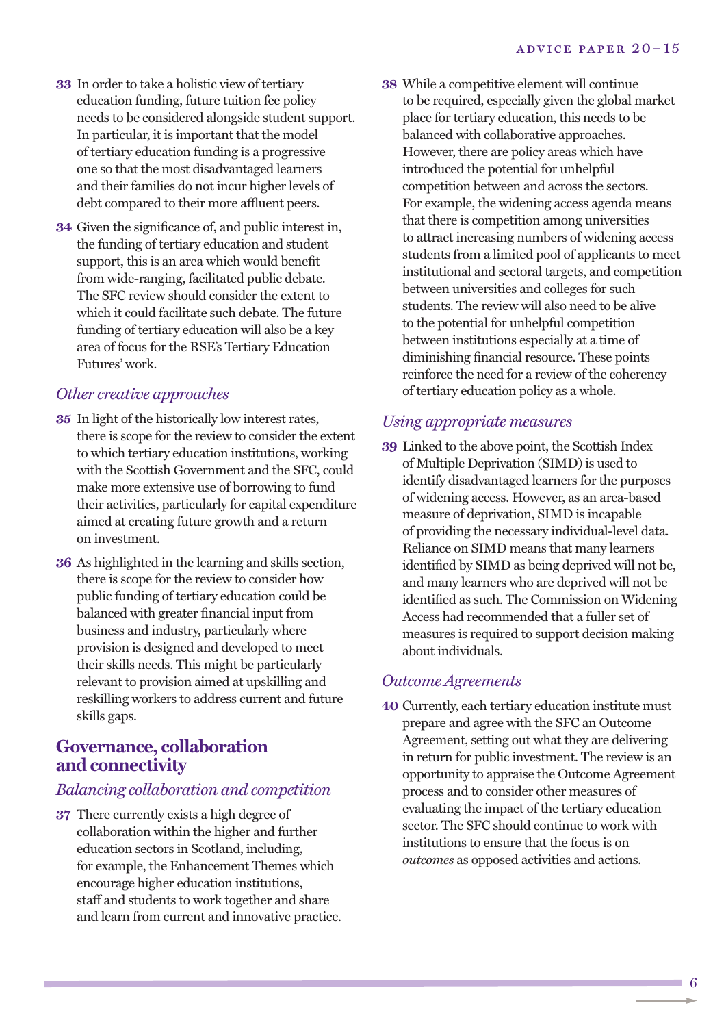**33** In order to take a holistic view of tertiary education funding, future tuition fee policy needs to be considered alongside student support. In particular, it is important that the model of tertiary education funding is a progressive one so that the most disadvantaged learners and their families do not incur higher levels of debt compared to their more affluent peers.

**34** Given the significance of, and public interest in, the funding of tertiary education and student support, this is an area which would benefit from wide-ranging, facilitated public debate. The SFC review should consider the extent to which it could facilitate such debate. The future funding of tertiary education will also be a key area of focus for the RSE's Tertiary Education Futures' work.

### *Other creative approaches*

**35** In light of the historically low interest rates, there is scope for the review to consider the extent to which tertiary education institutions, working with the Scottish Government and the SFC, could make more extensive use of borrowing to fund their activities, particularly for capital expenditure aimed at creating future growth and a return on investment.

**36** As highlighted in the learning and skills section, there is scope for the review to consider how public funding of tertiary education could be balanced with greater financial input from business and industry, particularly where provision is designed and developed to meet their skills needs. This might be particularly relevant to provision aimed at upskilling and reskilling workers to address current and future skills gaps.

## Governance, collaboration and connectivity

### *Balancing collaboration and competition*

**37** There currently exists a high degree of collaboration within the higher and further education sectors in Scotland, including, for example, the Enhancement Themes which encourage higher education institutions, staff and students to work together and share and learn from current and innovative practice.

**38** While a competitive element will continue to be required, especially given the global market place for tertiary education, this needs to be balanced with collaborative approaches. However, there are policy areas which have introduced the potential for unhelpful competition between and across the sectors. For example, the widening access agenda means that there is competition among universities to attract increasing numbers of widening access students from a limited pool of applicants to meet institutional and sectoral targets, and competition between universities and colleges for such students. The review will also need to be alive to the potential for unhelpful competition between institutions especially at a time of diminishing financial resource. These points reinforce the need for a review of the coherency of tertiary education policy as a whole.

### *Using appropriate measures*

**39** Linked to the above point, the Scottish Index of Multiple Deprivation (SIMD) is used to identify disadvantaged learners for the purposes of widening access. However, as an area-based measure of deprivation, SIMD is incapable of providing the necessary individual-level data. Reliance on SIMD means that many learners identified by SIMD as being deprived will not be, and many learners who are deprived will not be identified as such. The Commission on Widening Access had recommended that a fuller set of measures is required to support decision making about individuals.

### *Outcome Agreements*

**40** Currently, each tertiary education institute must prepare and agree with the SFC an Outcome Agreement, setting out what they are delivering in return for public investment. The review is an opportunity to appraise the Outcome Agreement process and to consider other measures of evaluating the impact of the tertiary education sector. The SFC should continue to work with institutions to ensure that the focus is on *outcomes* as opposed activities and actions.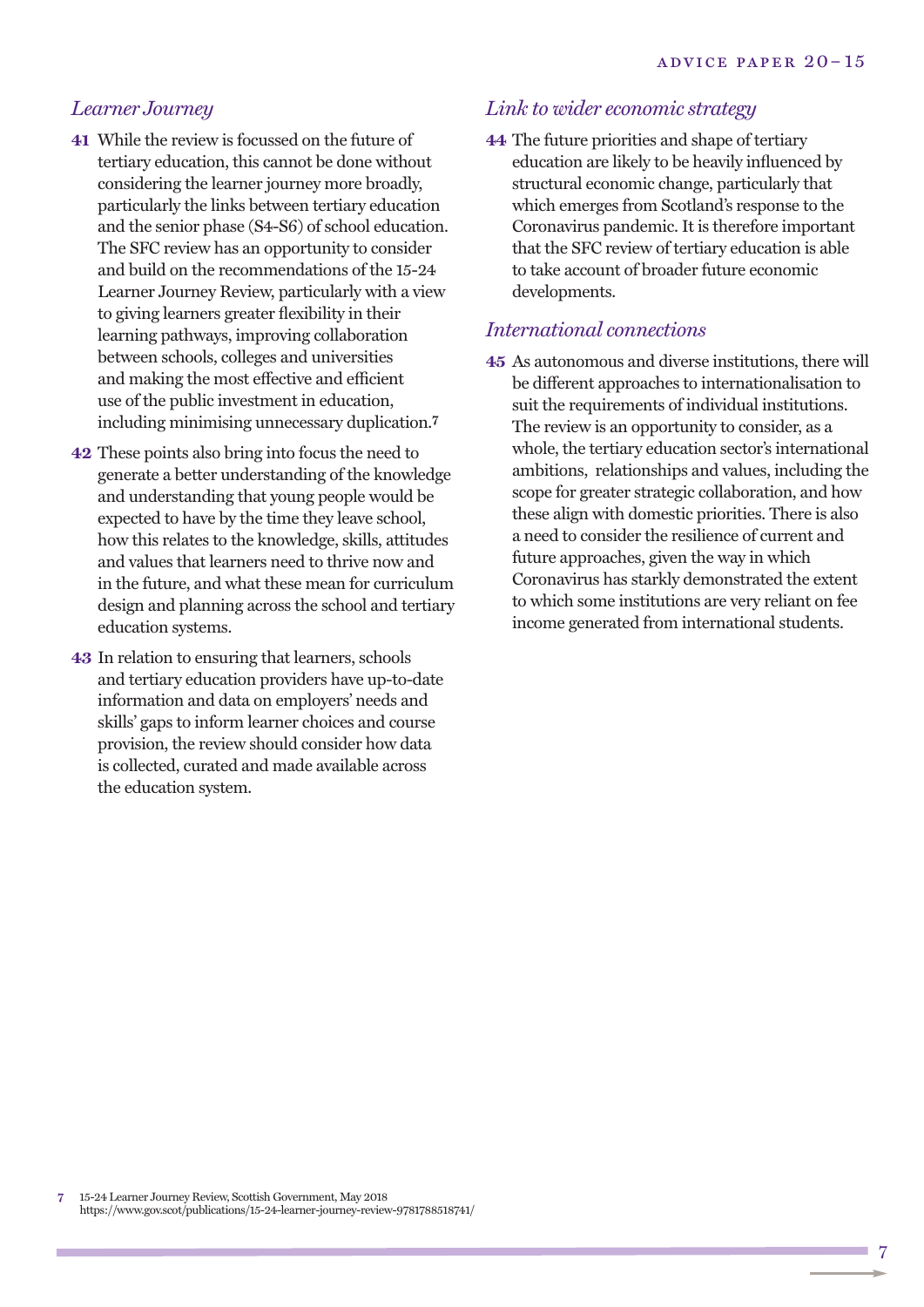### *Learner Journey*

**41** While the review is focussed on the future of tertiary education, this cannot be done without considering the learner journey more broadly, particularly the links between tertiary education and the senior phase (S4-S6) of school education. The SFC review has an opportunity to consider and build on the recommendations of the 15-24 Learner Journey Review, particularly with a view to giving learners greater flexibility in their learning pathways, improving collaboration between schools, colleges and universities and making the most effective and efficient use of the public investment in education, including minimising unnecessary duplication.[7]

**42** These points also bring into focus the need to generate a better understanding of the knowledge and understanding that young people would be expected to have by the time they leave school, how this relates to the knowledge, skills, attitudes and values that learners need to thrive now and in the future, and what these mean for curriculum design and planning across the school and tertiary education systems.

**43** In relation to ensuring that learners, schools and tertiary education providers have up-to-date information and data on employers' needs and skills' gaps to inform learner choices and course provision, the review should consider how data is collected, curated and made available across the education system.

### *Link to wider economic strategy*

**44** The future priorities and shape of tertiary education are likely to be heavily influenced by structural economic change, particularly that which emerges from Scotland's response to the Coronavirus pandemic. It is therefore important that the SFC review of tertiary education is able to take account of broader future economic developments.

### *International connections*

**45** As autonomous and diverse institutions, there will be different approaches to internationalisation to suit the requirements of individual institutions. The review is an opportunity to consider, as a whole, the tertiary education sector's international ambitions, relationships and values, including the scope for greater strategic collaboration, and how these align with domestic priorities. There is also a need to consider the resilience of current and future approaches, given the way in which Coronavirus has starkly demonstrated the extent to which some institutions are very reliant on fee income generated from international students.

---

7 15-24 Learner Journey Review, Scottish Government, May 2018
https://www.gov.scot/publications/15-24-learner-journey-review-9781788518741/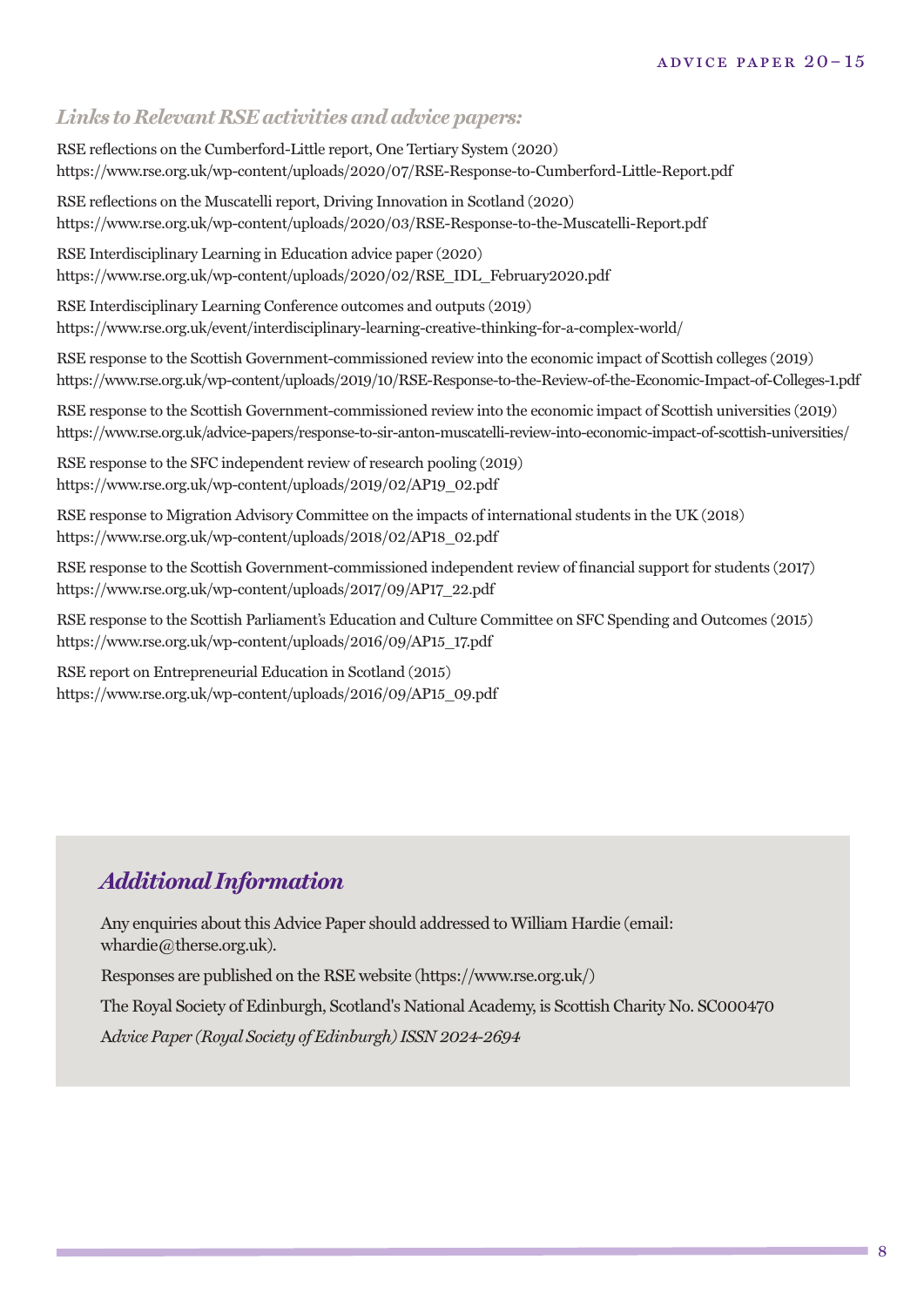### *Links to Relevant RSE activities and advice papers:*

RSE reflections on the Cumberford-Little report, One Tertiary System (2020)
https://www.rse.org.uk/wp-content/uploads/2020/07/RSE-Response-to-Cumberford-Little-Report.pdf

RSE reflections on the Muscatelli report, Driving Innovation in Scotland (2020)
https://www.rse.org.uk/wp-content/uploads/2020/03/RSE-Response-to-the-Muscatelli-Report.pdf

RSE Interdisciplinary Learning in Education advice paper (2020)
https://www.rse.org.uk/wp-content/uploads/2020/02/RSE_IDL_February2020.pdf

RSE Interdisciplinary Learning Conference outcomes and outputs (2019)
https://www.rse.org.uk/event/interdisciplinary-learning-creative-thinking-for-a-complex-world/

RSE response to the Scottish Government-commissioned review into the economic impact of Scottish colleges (2019)
https://www.rse.org.uk/wp-content/uploads/2019/10/RSE-Response-to-the-Review-of-the-Economic-Impact-of-Colleges-1.pdf

RSE response to the Scottish Government-commissioned review into the economic impact of Scottish universities (2019)
https://www.rse.org.uk/advice-papers/response-to-sir-anton-muscatelli-review-into-economic-impact-of-scottish-universities/

RSE response to the SFC independent review of research pooling (2019)
https://www.rse.org.uk/wp-content/uploads/2019/02/AP19_02.pdf

RSE response to Migration Advisory Committee on the impacts of international students in the UK (2018)
https://www.rse.org.uk/wp-content/uploads/2018/02/AP18_02.pdf

RSE response to the Scottish Government-commissioned independent review of financial support for students (2017)
https://www.rse.org.uk/wp-content/uploads/2017/09/AP17_22.pdf

RSE response to the Scottish Parliament's Education and Culture Committee on SFC Spending and Outcomes (2015)
https://www.rse.org.uk/wp-content/uploads/2016/09/AP15_17.pdf

RSE report on Entrepreneurial Education in Scotland (2015)
https://www.rse.org.uk/wp-content/uploads/2016/09/AP15_09.pdf

## *Additional Information*

Any enquiries about this Advice Paper should addressed to William Hardie (email: whardie@therse.org.uk).

Responses are published on the RSE website (https://www.rse.org.uk/)

The Royal Society of Edinburgh, Scotland's National Academy, is Scottish Charity No. SC000470

*Advice Paper (Royal Society of Edinburgh) ISSN 2024-2694*